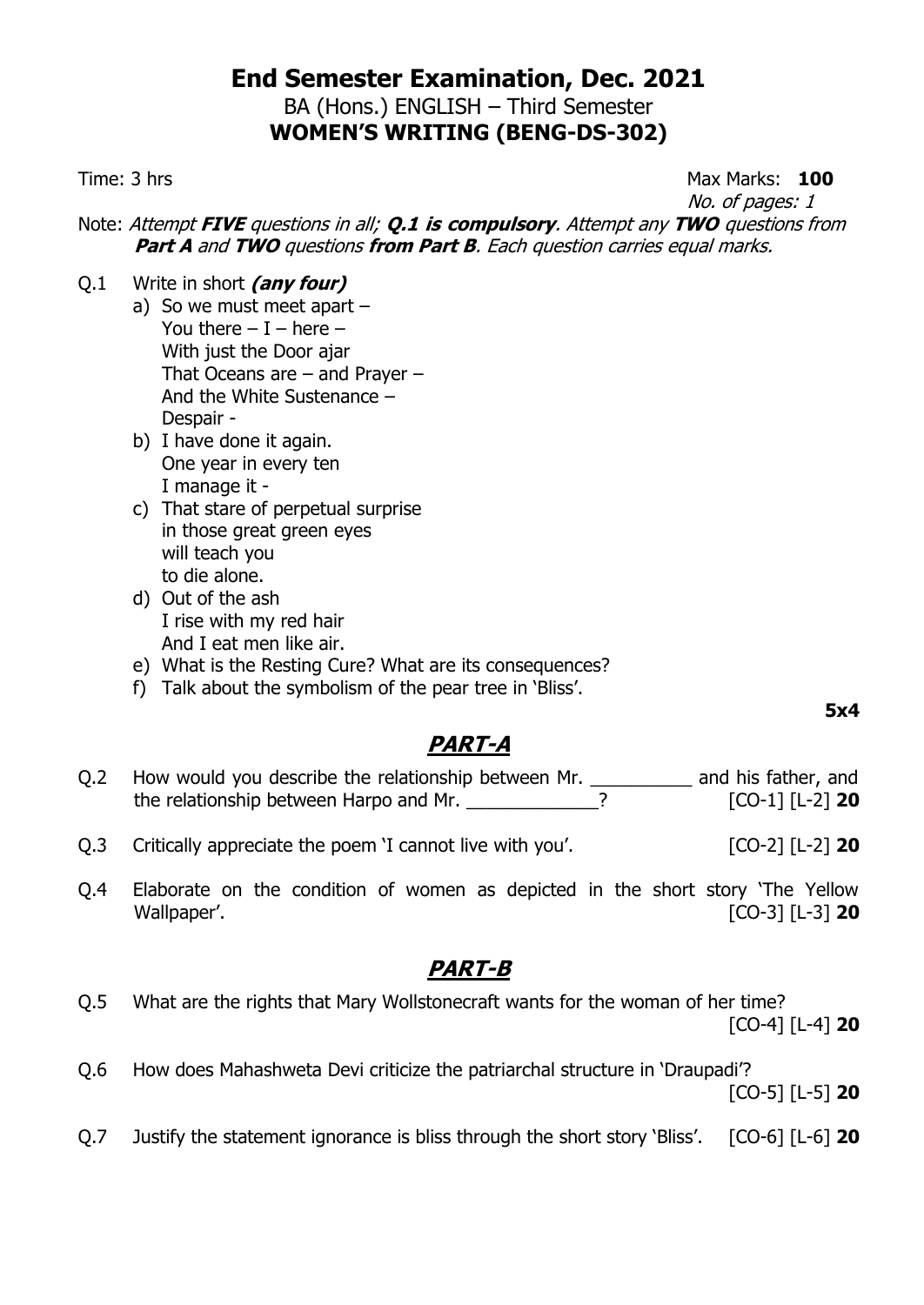# End Semester Examination, Dec. 2021

BA (Hons.) ENGLISH – Third Semester

**WOMEN'S WRITING (BENG-DS-302)**

Time: 3 hrs　　　　　　　　　　　　　　　　　　　　　　Max Marks: **100**

*No. of pages: 1*

Note: *Attempt **FIVE** questions in all; **Q.1 is compulsory**. Attempt any **TWO** questions from **Part A** and **TWO** questions **from Part B**. Each question carries equal marks.*

Q.1 Write in short ***(any four)***

a) So we must meet apart –  
You there – I – here –  
With just the Door ajar  
That Oceans are – and Prayer –  
And the White Sustenance –  
Despair -

b) I have done it again.  
One year in every ten  
I manage it -

c) That stare of perpetual surprise  
in those great green eyes  
will teach you  
to die alone.

d) Out of the ash  
I rise with my red hair  
And I eat men like air.

e) What is the Resting Cure? What are its consequences?

f) Talk about the symbolism of the pear tree in 'Bliss'.

**5x4**

## *PART-A*

Q.2 How would you describe the relationship between Mr. __________ and his father, and the relationship between Harpo and Mr. _____________? [CO-1] [L-2] **20**

Q.3 Critically appreciate the poem 'I cannot live with you'. [CO-2] [L-2] **20**

Q.4 Elaborate on the condition of women as depicted in the short story 'The Yellow Wallpaper'. [CO-3] [L-3] **20**

## *PART-B*

Q.5 What are the rights that Mary Wollstonecraft wants for the woman of her time? [CO-4] [L-4] **20**

Q.6 How does Mahashweta Devi criticize the patriarchal structure in 'Draupadi'? [CO-5] [L-5] **20**

Q.7 Justify the statement ignorance is bliss through the short story 'Bliss'. [CO-6] [L-6] **20**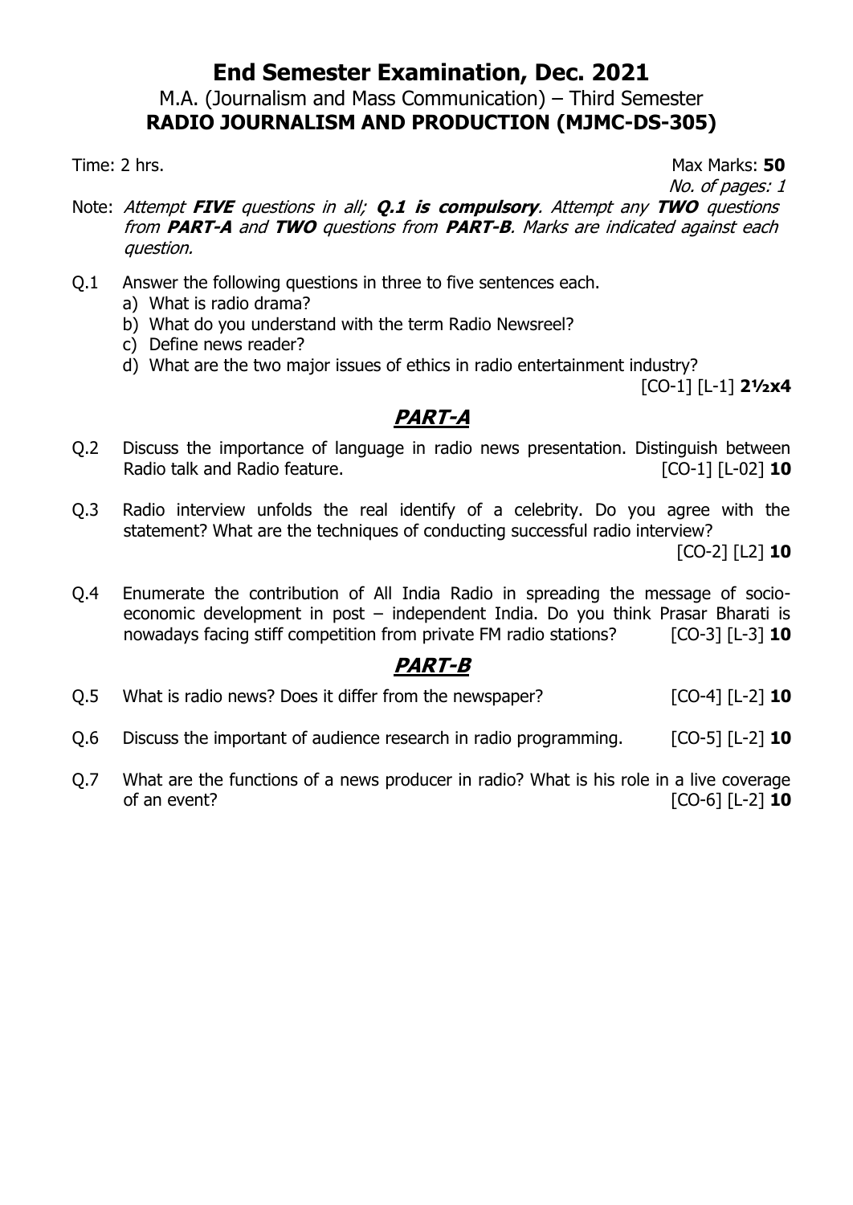# End Semester Examination, Dec. 2021

M.A. (Journalism and Mass Communication) – Third Semester

**RADIO JOURNALISM AND PRODUCTION (MJMC-DS-305)**

Time: 2 hrs. Max Marks: **50**

*No. of pages: 1*

Note: *Attempt* ***FIVE*** *questions in all;* ***Q.1 is compulsory****. Attempt any* ***TWO*** *questions from* ***PART-A*** *and* ***TWO*** *questions from* ***PART-B****. Marks are indicated against each question.*

Q.1 Answer the following questions in three to five sentences each.

a) What is radio drama?

b) What do you understand with the term Radio Newsreel?

c) Define news reader?

d) What are the two major issues of ethics in radio entertainment industry?

[CO-1] [L-1] **2½x4**

## *PART-A*

Q.2 Discuss the importance of language in radio news presentation. Distinguish between Radio talk and Radio feature. [CO-1] [L-02] **10**

Q.3 Radio interview unfolds the real identify of a celebrity. Do you agree with the statement? What are the techniques of conducting successful radio interview?

[CO-2] [L2] **10**

Q.4 Enumerate the contribution of All India Radio in spreading the message of socio-economic development in post – independent India. Do you think Prasar Bharati is nowadays facing stiff competition from private FM radio stations? [CO-3] [L-3] **10**

## *PART-B*

Q.5 What is radio news? Does it differ from the newspaper? [CO-4] [L-2] **10**

Q.6 Discuss the important of audience research in radio programming. [CO-5] [L-2] **10**

Q.7 What are the functions of a news producer in radio? What is his role in a live coverage of an event? [CO-6] [L-2] **10**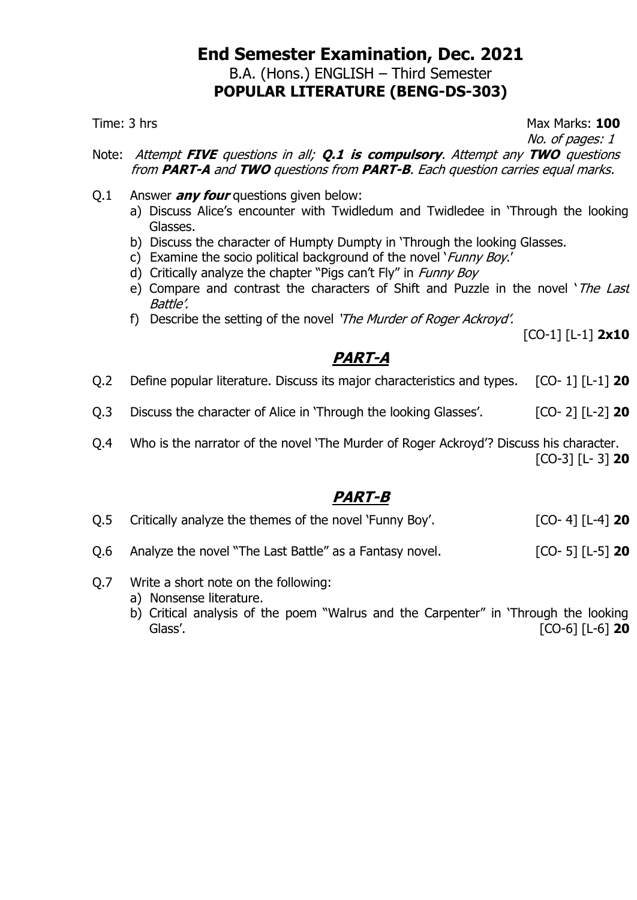# End Semester Examination, Dec. 2021

B.A. (Hons.) ENGLISH – Third Semester

**POPULAR LITERATURE (BENG-DS-303)**

Time: 3 hrs　　　　　　　　　　　　　　　　　　　　　　　　　　Max Marks: **100**

*No. of pages: 1*

Note: *Attempt **FIVE** questions in all; **Q.1 is compulsory**. Attempt any **TWO** questions from **PART-A** and **TWO** questions from **PART-B**. Each question carries equal marks.*

Q.1 Answer ***any four*** questions given below:

a) Discuss Alice's encounter with Twidledum and Twidledee in 'Through the looking Glasses.

b) Discuss the character of Humpty Dumpty in 'Through the looking Glasses.

c) Examine the socio political background of the novel '*Funny Boy*.'

d) Critically analyze the chapter "Pigs can't Fly" in *Funny Boy*

e) Compare and contrast the characters of Shift and Puzzle in the novel '*The Last Battle*'.

f) Describe the setting of the novel *'The Murder of Roger Ackroyd'*.

[CO-1] [L-1] **2x10**

## ***PART-A***

Q.2 Define popular literature. Discuss its major characteristics and types. [CO- 1] [L-1] **20**

Q.3 Discuss the character of Alice in 'Through the looking Glasses'. [CO- 2] [L-2] **20**

Q.4 Who is the narrator of the novel 'The Murder of Roger Ackroyd'? Discuss his character. [CO-3] [L- 3] **20**

## ***PART-B***

Q.5 Critically analyze the themes of the novel 'Funny Boy'. [CO- 4] [L-4] **20**

Q.6 Analyze the novel "The Last Battle" as a Fantasy novel. [CO- 5] [L-5] **20**

Q.7 Write a short note on the following:

a) Nonsense literature.

b) Critical analysis of the poem "Walrus and the Carpenter" in 'Through the looking Glass'. [CO-6] [L-6] **20**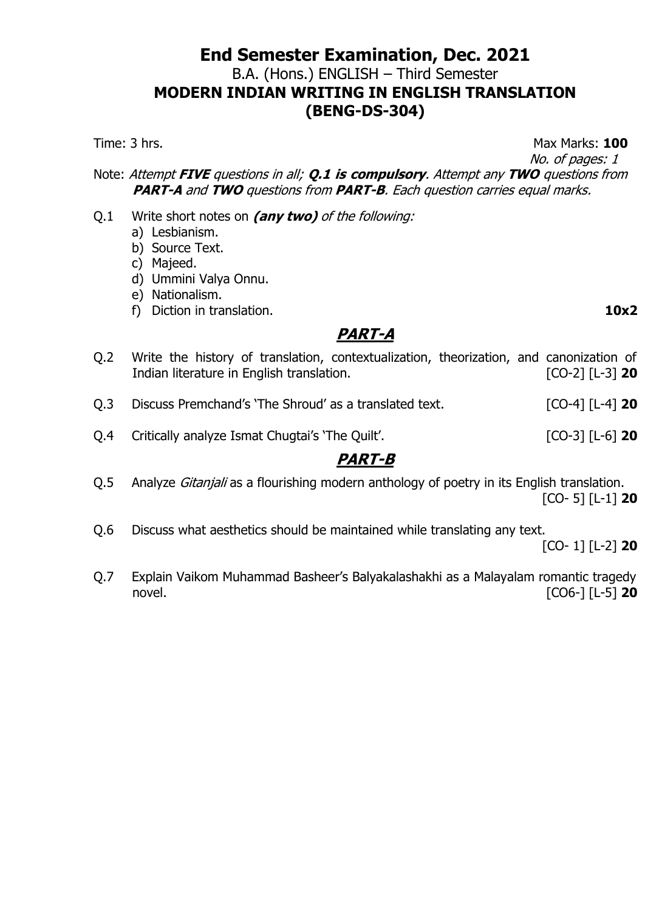# End Semester Examination, Dec. 2021

## B.A. (Hons.) ENGLISH – Third Semester

## MODERN INDIAN WRITING IN ENGLISH TRANSLATION (BENG-DS-304)

Time: 3 hrs. Max Marks: **100**

*No. of pages: 1*

Note: *Attempt **FIVE** questions in all; **Q.1 is compulsory**. Attempt any **TWO** questions from **PART-A** and **TWO** questions from **PART-B**. Each question carries equal marks.*

Q.1 Write short notes on ***(any two)*** *of the following:*

a) Lesbianism.
b) Source Text.
c) Majeed.
d) Ummini Valya Onnu.
e) Nationalism.
f) Diction in translation. **10x2**

## *PART-A*

Q.2 Write the history of translation, contextualization, theorization, and canonization of Indian literature in English translation. [CO-2] [L-3] **20**

Q.3 Discuss Premchand's 'The Shroud' as a translated text. [CO-4] [L-4] **20**

Q.4 Critically analyze Ismat Chugtai's 'The Quilt'. [CO-3] [L-6] **20**

## *PART-B*

Q.5 Analyze *Gitanjali* as a flourishing modern anthology of poetry in its English translation. [CO- 5] [L-1] **20**

Q.6 Discuss what aesthetics should be maintained while translating any text. [CO- 1] [L-2] **20**

Q.7 Explain Vaikom Muhammad Basheer's Balyakalashakhi as a Malayalam romantic tragedy novel. [CO6-] [L-5] **20**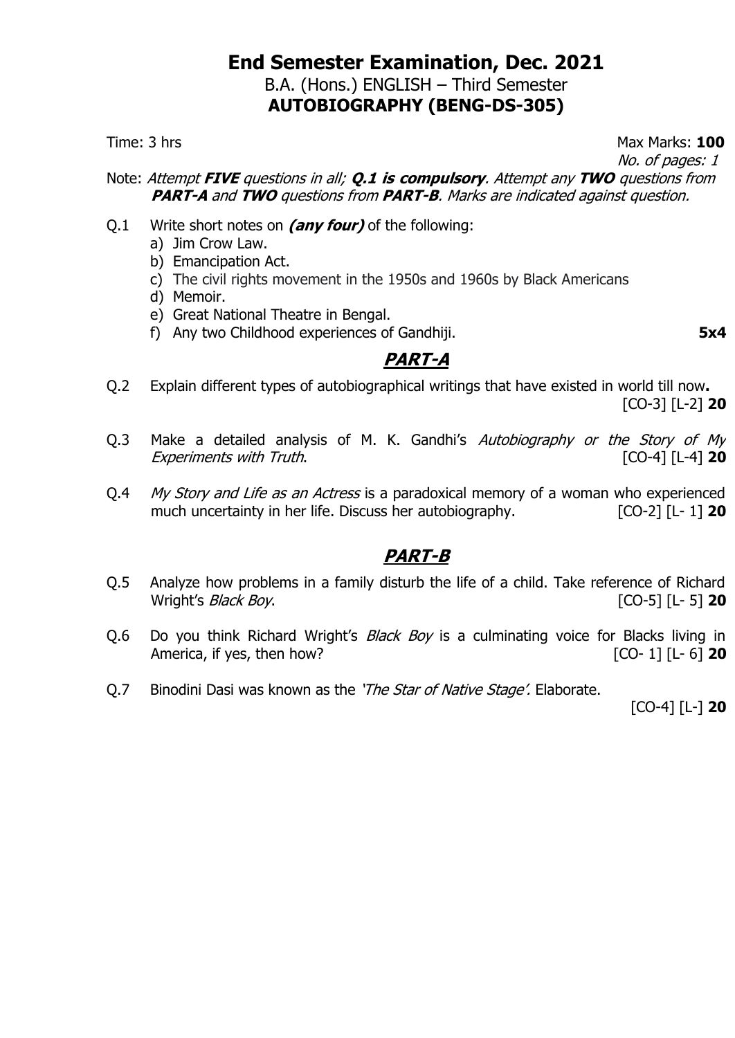# End Semester Examination, Dec. 2021

B.A. (Hons.) ENGLISH – Third Semester

**AUTOBIOGRAPHY (BENG-DS-305)**

Time: 3 hrs Max Marks: **100**

*No. of pages: 1*

Note: *Attempt **FIVE** questions in all; **Q.1 is compulsory**. Attempt any **TWO** questions from **PART-A** and **TWO** questions from **PART-B**. Marks are indicated against question.*

Q.1 Write short notes on ***(any four)*** of the following:

a) Jim Crow Law.
b) Emancipation Act.
c) The civil rights movement in the 1950s and 1960s by Black Americans
d) Memoir.
e) Great National Theatre in Bengal.
f) Any two Childhood experiences of Gandhiji. **5x4**

## PART-A

Q.2 Explain different types of autobiographical writings that have existed in world till now**.** [CO-3] [L-2] **20**

Q.3 Make a detailed analysis of M. K. Gandhi's *Autobiography or the Story of My Experiments with Truth*. [CO-4] [L-4] **20**

Q.4 *My Story and Life as an Actress* is a paradoxical memory of a woman who experienced much uncertainty in her life. Discuss her autobiography. [CO-2] [L- 1] **20**

## PART-B

Q.5 Analyze how problems in a family disturb the life of a child. Take reference of Richard Wright's *Black Boy*. [CO-5] [L- 5] **20**

Q.6 Do you think Richard Wright's *Black Boy* is a culminating voice for Blacks living in America, if yes, then how? [CO- 1] [L- 6] **20**

Q.7 Binodini Dasi was known as the *'The Star of Native Stage'.* Elaborate. [CO-4] [L-] **20**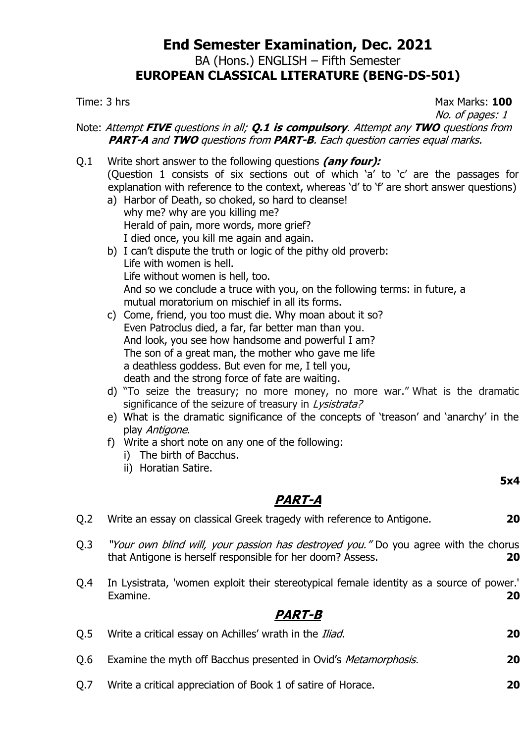# End Semester Examination, Dec. 2021

BA (Hons.) ENGLISH – Fifth Semester

**EUROPEAN CLASSICAL LITERATURE (BENG-DS-501)**

Time: 3 hrs Max Marks: **100**

*No. of pages: 1*

Note: *Attempt* ***FIVE*** *questions in all;* ***Q.1 is compulsory****. Attempt any* ***TWO*** *questions from* ***PART-A*** *and* ***TWO*** *questions from* ***PART-B****. Each question carries equal marks.*

Q.1 Write short answer to the following questions ***(any four):***

(Question 1 consists of six sections out of which 'a' to 'c' are the passages for explanation with reference to the context, whereas 'd' to 'f' are short answer questions)

a) Harbor of Death, so choked, so hard to cleanse!
why me? why are you killing me?
Herald of pain, more words, more grief?
I died once, you kill me again and again.

b) I can't dispute the truth or logic of the pithy old proverb:
Life with women is hell.
Life without women is hell, too.
And so we conclude a truce with you, on the following terms: in future, a mutual moratorium on mischief in all its forms.

c) Come, friend, you too must die. Why moan about it so?
Even Patroclus died, a far, far better man than you.
And look, you see how handsome and powerful I am?
The son of a great man, the mother who gave me life
a deathless goddess. But even for me, I tell you,
death and the strong force of fate are waiting.

d) "To seize the treasury; no more money, no more war." What is the dramatic significance of the seizure of treasury in *Lysistrata?*

e) What is the dramatic significance of the concepts of 'treason' and 'anarchy' in the play *Antigone*.

f) Write a short note on any one of the following:
   i) The birth of Bacchus.
   ii) Horatian Satire.

**5x4**

## *PART-A*

Q.2 Write an essay on classical Greek tragedy with reference to Antigone. **20**

Q.3 *"Your own blind will, your passion has destroyed you."* Do you agree with the chorus that Antigone is herself responsible for her doom? Assess. **20**

Q.4 In Lysistrata, 'women exploit their stereotypical female identity as a source of power.' Examine. **20**

## *PART-B*

Q.5 Write a critical essay on Achilles' wrath in the *Iliad.* **20**

Q.6 Examine the myth off Bacchus presented in Ovid's *Metamorphosis.* **20**

Q.7 Write a critical appreciation of Book 1 of satire of Horace. **20**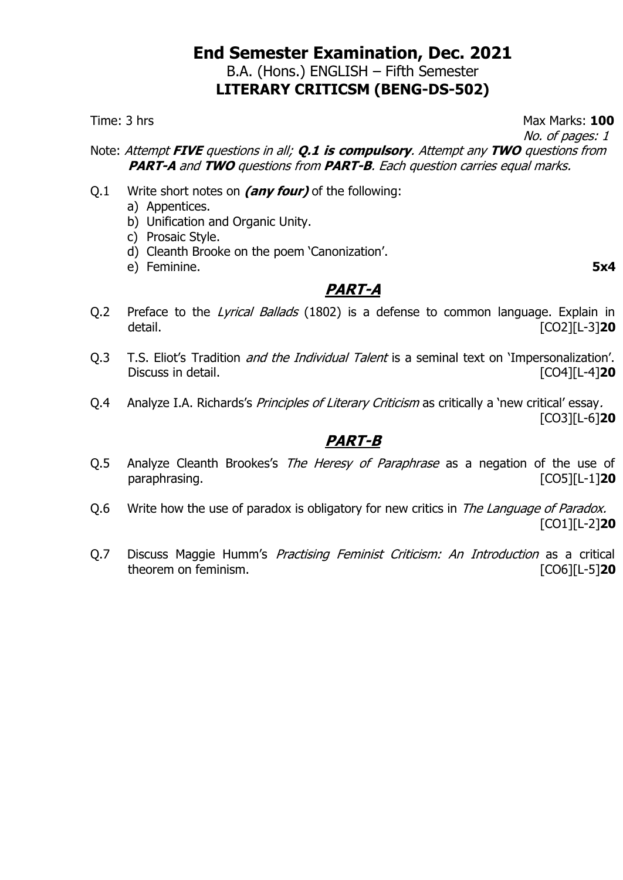# End Semester Examination, Dec. 2021

B.A. (Hons.) ENGLISH – Fifth Semester

**LITERARY CRITICSM (BENG-DS-502)**

Time: 3 hrs Max Marks: **100**

*No. of pages: 1*

Note: *Attempt **FIVE** questions in all; **Q.1 is compulsory**. Attempt any **TWO** questions from **PART-A** and **TWO** questions from **PART-B**. Each question carries equal marks.*

Q.1 Write short notes on ***(any four)*** of the following:

a) Appentices.
b) Unification and Organic Unity.
c) Prosaic Style.
d) Cleanth Brooke on the poem 'Canonization'.
e) Feminine. **5x4**

## PART-A

Q.2 Preface to the *Lyrical Ballads* (1802) is a defense to common language. Explain in detail. [CO2][L-3]**20**

Q.3 T.S. Eliot's Tradition *and the Individual Talent* is a seminal text on 'Impersonalization'. Discuss in detail. [CO4][L-4]**20**

Q.4 Analyze I.A. Richards's *Principles of Literary Criticism* as critically a 'new critical' essay. [CO3][L-6]**20**

## PART-B

Q.5 Analyze Cleanth Brookes's *The Heresy of Paraphrase* as a negation of the use of paraphrasing. [CO5][L-1]**20**

Q.6 Write how the use of paradox is obligatory for new critics in *The Language of Paradox.* [CO1][L-2]**20**

Q.7 Discuss Maggie Humm's *Practising Feminist Criticism: An Introduction* as a critical theorem on feminism. [CO6][L-5]**20**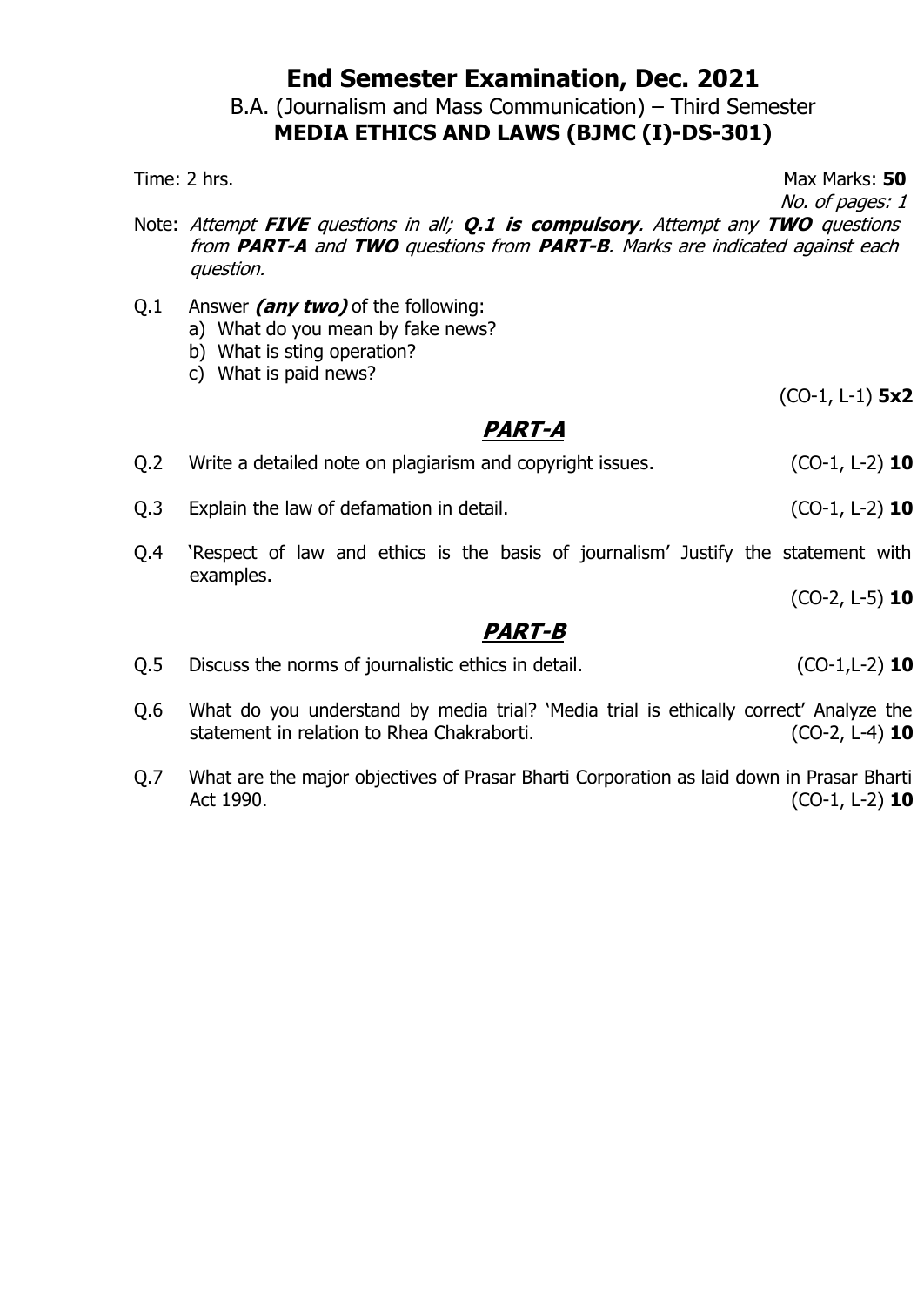# End Semester Examination, Dec. 2021

## B.A. (Journalism and Mass Communication) – Third Semester

## MEDIA ETHICS AND LAWS (BJMC (I)-DS-301)

Time: 2 hrs. Max Marks: **50**

*No. of pages: 1*

Note: *Attempt **FIVE** questions in all; **Q.1 is compulsory**. Attempt any **TWO** questions from **PART-A** and **TWO** questions from **PART-B**. Marks are indicated against each question.*

Q.1 Answer ***(any two)*** of the following:

a) What do you mean by fake news?
b) What is sting operation?
c) What is paid news?

(CO-1, L-1) **5x2**

## ***PART-A***

Q.2 Write a detailed note on plagiarism and copyright issues. (CO-1, L-2) **10**

Q.3 Explain the law of defamation in detail. (CO-1, L-2) **10**

Q.4 'Respect of law and ethics is the basis of journalism' Justify the statement with examples.

(CO-2, L-5) **10**

## ***PART-B***

Q.5 Discuss the norms of journalistic ethics in detail. (CO-1,L-2) **10**

Q.6 What do you understand by media trial? 'Media trial is ethically correct' Analyze the statement in relation to Rhea Chakraborti. (CO-2, L-4) **10**

Q.7 What are the major objectives of Prasar Bharti Corporation as laid down in Prasar Bharti Act 1990. (CO-1, L-2) **10**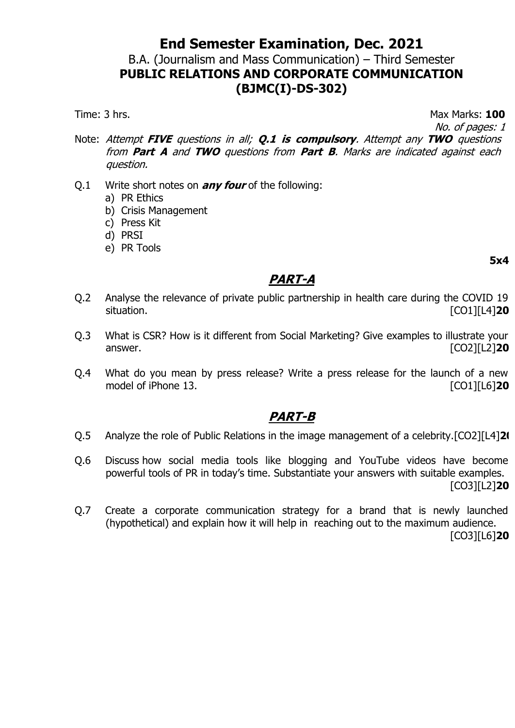# End Semester Examination, Dec. 2021

B.A. (Journalism and Mass Communication) – Third Semester

**PUBLIC RELATIONS AND CORPORATE COMMUNICATION**

**(BJMC(I)-DS-302)**

Time: 3 hrs. Max Marks: **100**

*No. of pages: 1*

Note: *Attempt **FIVE** questions in all; **Q.1 is compulsory**. Attempt any **TWO** questions from **Part A** and **TWO** questions from **Part B**. Marks are indicated against each question.*

Q.1 Write short notes on ***any four*** of the following:

a) PR Ethics
b) Crisis Management
c) Press Kit
d) PRSI
e) PR Tools

**5x4**

## *PART-A*

Q.2 Analyse the relevance of private public partnership in health care during the COVID 19 situation. [CO1][L4]**20**

Q.3 What is CSR? How is it different from Social Marketing? Give examples to illustrate your answer. [CO2][L2]**20**

Q.4 What do you mean by press release? Write a press release for the launch of a new model of iPhone 13. [CO1][L6]**20**

## *PART-B*

Q.5 Analyze the role of Public Relations in the image management of a celebrity.[CO2][L4]**20**

Q.6 Discuss how social media tools like blogging and YouTube videos have become powerful tools of PR in today's time. Substantiate your answers with suitable examples. [CO3][L2]**20**

Q.7 Create a corporate communication strategy for a brand that is newly launched (hypothetical) and explain how it will help in reaching out to the maximum audience. [CO3][L6]**20**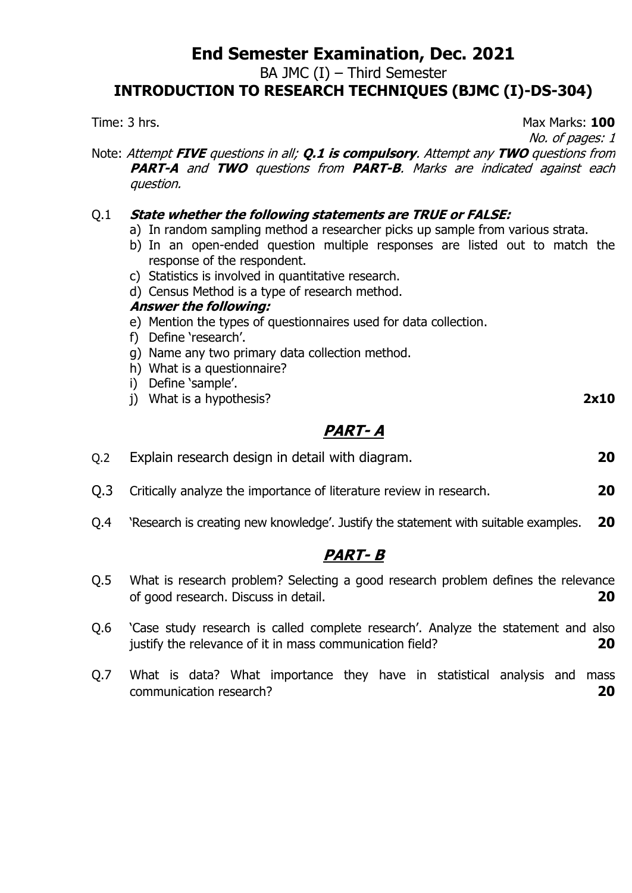# End Semester Examination, Dec. 2021

BA JMC (I) – Third Semester

## INTRODUCTION TO RESEARCH TECHNIQUES (BJMC (I)-DS-304)

Time: 3 hrs. Max Marks: **100**

*No. of pages: 1*

Note: *Attempt **FIVE** questions in all; **Q.1 is compulsory**. Attempt any **TWO** questions from **PART-A** and **TWO** questions from **PART-B**. Marks are indicated against each question.*

Q.1 ***State whether the following statements are TRUE or FALSE:***

a) In random sampling method a researcher picks up sample from various strata.

b) In an open-ended question multiple responses are listed out to match the response of the respondent.

c) Statistics is involved in quantitative research.

d) Census Method is a type of research method.

***Answer the following:***

e) Mention the types of questionnaires used for data collection.

f) Define 'research'.

g) Name any two primary data collection method.

h) What is a questionnaire?

i) Define 'sample'.

j) What is a hypothesis? **2x10**

## *PART- A*

Q.2 Explain research design in detail with diagram. **20**

Q.3 Critically analyze the importance of literature review in research. **20**

Q.4 'Research is creating new knowledge'. Justify the statement with suitable examples. **20**

## *PART- B*

Q.5 What is research problem? Selecting a good research problem defines the relevance of good research. Discuss in detail. **20**

Q.6 'Case study research is called complete research'. Analyze the statement and also justify the relevance of it in mass communication field? **20**

Q.7 What is data? What importance they have in statistical analysis and mass communication research? **20**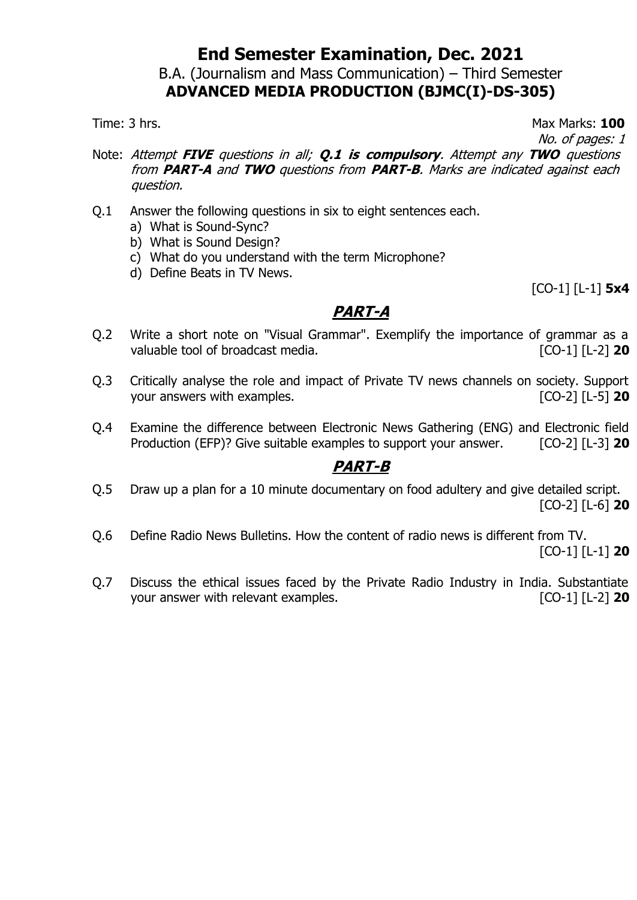# End Semester Examination, Dec. 2021

## B.A. (Journalism and Mass Communication) – Third Semester

## ADVANCED MEDIA PRODUCTION (BJMC(I)-DS-305)

Time: 3 hrs. Max Marks: **100**

*No. of pages: 1*

Note: *Attempt **FIVE** questions in all; **Q.1 is compulsory**. Attempt any **TWO** questions from **PART-A** and **TWO** questions from **PART-B**. Marks are indicated against each question.*

Q.1 Answer the following questions in six to eight sentences each.

a) What is Sound-Sync?

b) What is Sound Design?

c) What do you understand with the term Microphone?

d) Define Beats in TV News.

[CO-1] [L-1] **5x4**

## PART-A

Q.2 Write a short note on "Visual Grammar". Exemplify the importance of grammar as a valuable tool of broadcast media. [CO-1] [L-2] **20**

Q.3 Critically analyse the role and impact of Private TV news channels on society. Support your answers with examples. [CO-2] [L-5] **20**

Q.4 Examine the difference between Electronic News Gathering (ENG) and Electronic field Production (EFP)? Give suitable examples to support your answer. [CO-2] [L-3] **20**

## PART-B

Q.5 Draw up a plan for a 10 minute documentary on food adultery and give detailed script. [CO-2] [L-6] **20**

Q.6 Define Radio News Bulletins. How the content of radio news is different from TV. [CO-1] [L-1] **20**

Q.7 Discuss the ethical issues faced by the Private Radio Industry in India. Substantiate your answer with relevant examples. [CO-1] [L-2] **20**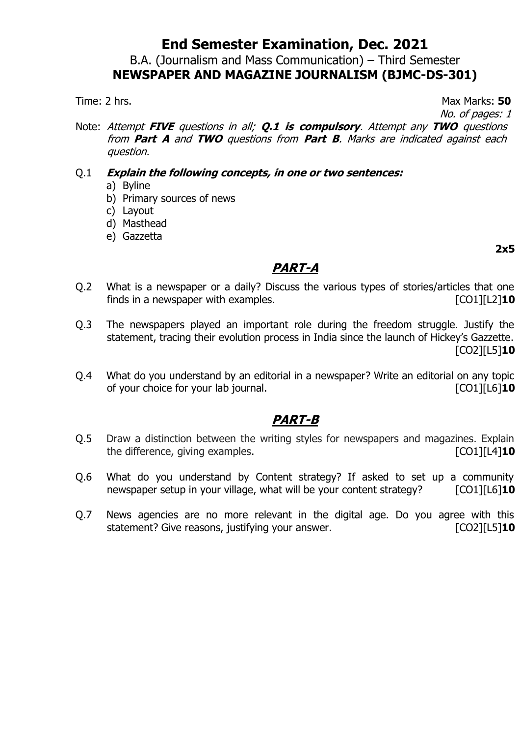# End Semester Examination, Dec. 2021

## B.A. (Journalism and Mass Communication) – Third Semester

## NEWSPAPER AND MAGAZINE JOURNALISM (BJMC-DS-301)

Time: 2 hrs. Max Marks: **50**

*No. of pages: 1*

Note: *Attempt* ***FIVE*** *questions in all;* ***Q.1 is compulsory****. Attempt any* ***TWO*** *questions from* ***Part A*** *and* ***TWO*** *questions from* ***Part B****. Marks are indicated against each question.*

Q.1 ***Explain the following concepts, in one or two sentences:***

a) Byline
b) Primary sources of news
c) Layout
d) Masthead
e) Gazzetta

**2x5**

## PART-A

Q.2 What is a newspaper or a daily? Discuss the various types of stories/articles that one finds in a newspaper with examples. [CO1][L2]**10**

Q.3 The newspapers played an important role during the freedom struggle. Justify the statement, tracing their evolution process in India since the launch of Hickey's Gazzette. [CO2][L5]**10**

Q.4 What do you understand by an editorial in a newspaper? Write an editorial on any topic of your choice for your lab journal. [CO1][L6]**10**

## PART-B

Q.5 Draw a distinction between the writing styles for newspapers and magazines. Explain the difference, giving examples. [CO1][L4]**10**

Q.6 What do you understand by Content strategy? If asked to set up a community newspaper setup in your village, what will be your content strategy? [CO1][L6]**10**

Q.7 News agencies are no more relevant in the digital age. Do you agree with this statement? Give reasons, justifying your answer. [CO2][L5]**10**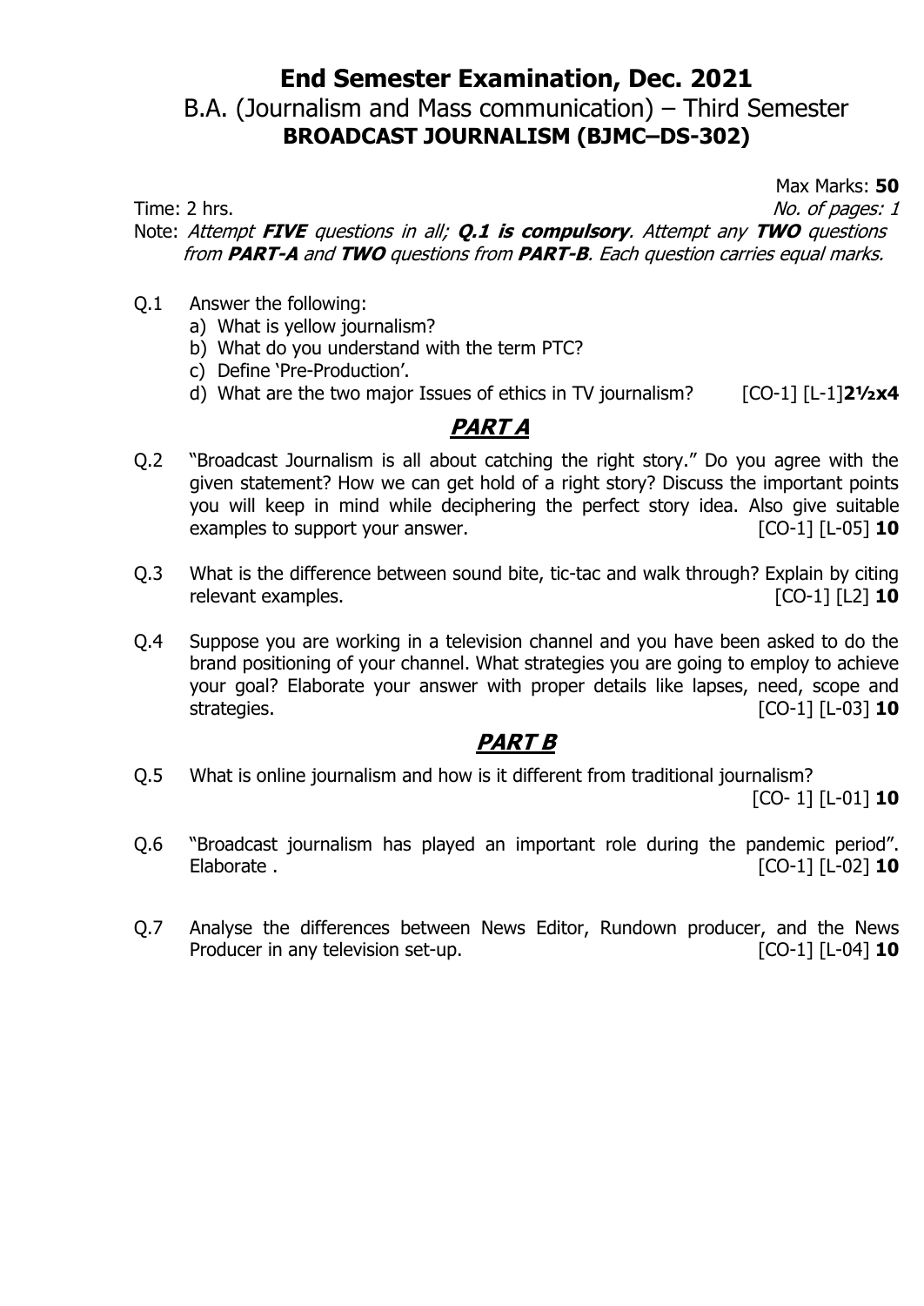# End Semester Examination, Dec. 2021

## B.A. (Journalism and Mass communication) – Third Semester

## BROADCAST JOURNALISM (BJMC–DS-302)

Max Marks: **50**

Time: 2 hrs. *No. of pages: 1*

Note: *Attempt **FIVE** questions in all; **Q.1 is compulsory**. Attempt any **TWO** questions from **PART-A** and **TWO** questions from **PART-B**. Each question carries equal marks.*

Q.1 Answer the following:

a) What is yellow journalism?
b) What do you understand with the term PTC?
c) Define 'Pre-Production'.
d) What are the two major Issues of ethics in TV journalism? [CO-1] [L-1]**2½x4**

## *PART A*

Q.2 "Broadcast Journalism is all about catching the right story." Do you agree with the given statement? How we can get hold of a right story? Discuss the important points you will keep in mind while deciphering the perfect story idea. Also give suitable examples to support your answer. [CO-1] [L-05] **10**

Q.3 What is the difference between sound bite, tic-tac and walk through? Explain by citing relevant examples. [CO-1] [L2] **10**

Q.4 Suppose you are working in a television channel and you have been asked to do the brand positioning of your channel. What strategies you are going to employ to achieve your goal? Elaborate your answer with proper details like lapses, need, scope and strategies. [CO-1] [L-03] **10**

## *PART B*

Q.5 What is online journalism and how is it different from traditional journalism? [CO- 1] [L-01] **10**

Q.6 "Broadcast journalism has played an important role during the pandemic period". Elaborate . [CO-1] [L-02] **10**

Q.7 Analyse the differences between News Editor, Rundown producer, and the News Producer in any television set-up. [CO-1] [L-04] **10**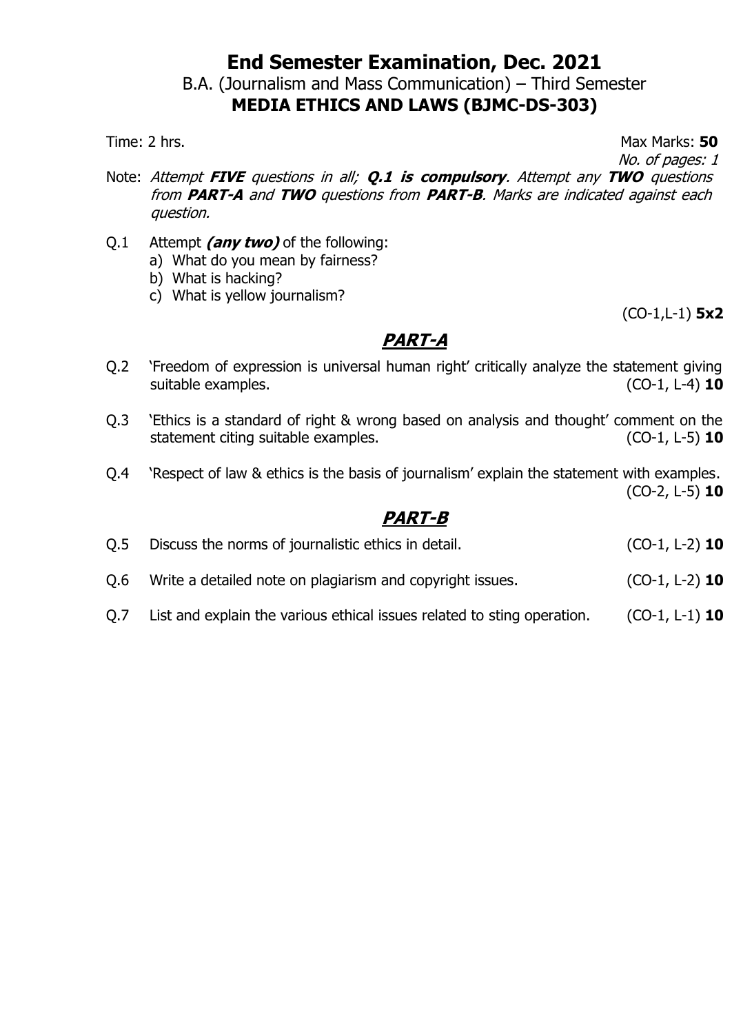# End Semester Examination, Dec. 2021

B.A. (Journalism and Mass Communication) – Third Semester

**MEDIA ETHICS AND LAWS (BJMC-DS-303)**

Time: 2 hrs. Max Marks: **50**

*No. of pages: 1*

Note: *Attempt **FIVE** questions in all; **Q.1 is compulsory**. Attempt any **TWO** questions from **PART-A** and **TWO** questions from **PART-B**. Marks are indicated against each question.*

Q.1 Attempt ***(any two)*** of the following:

a) What do you mean by fairness?
b) What is hacking?
c) What is yellow journalism?

(CO-1,L-1) **5x2**

## *PART-A*

Q.2 'Freedom of expression is universal human right' critically analyze the statement giving suitable examples. (CO-1, L-4) **10**

Q.3 'Ethics is a standard of right & wrong based on analysis and thought' comment on the statement citing suitable examples. (CO-1, L-5) **10**

Q.4 'Respect of law & ethics is the basis of journalism' explain the statement with examples. (CO-2, L-5) **10**

## *PART-B*

Q.5 Discuss the norms of journalistic ethics in detail. (CO-1, L-2) **10**

Q.6 Write a detailed note on plagiarism and copyright issues. (CO-1, L-2) **10**

Q.7 List and explain the various ethical issues related to sting operation. (CO-1, L-1) **10**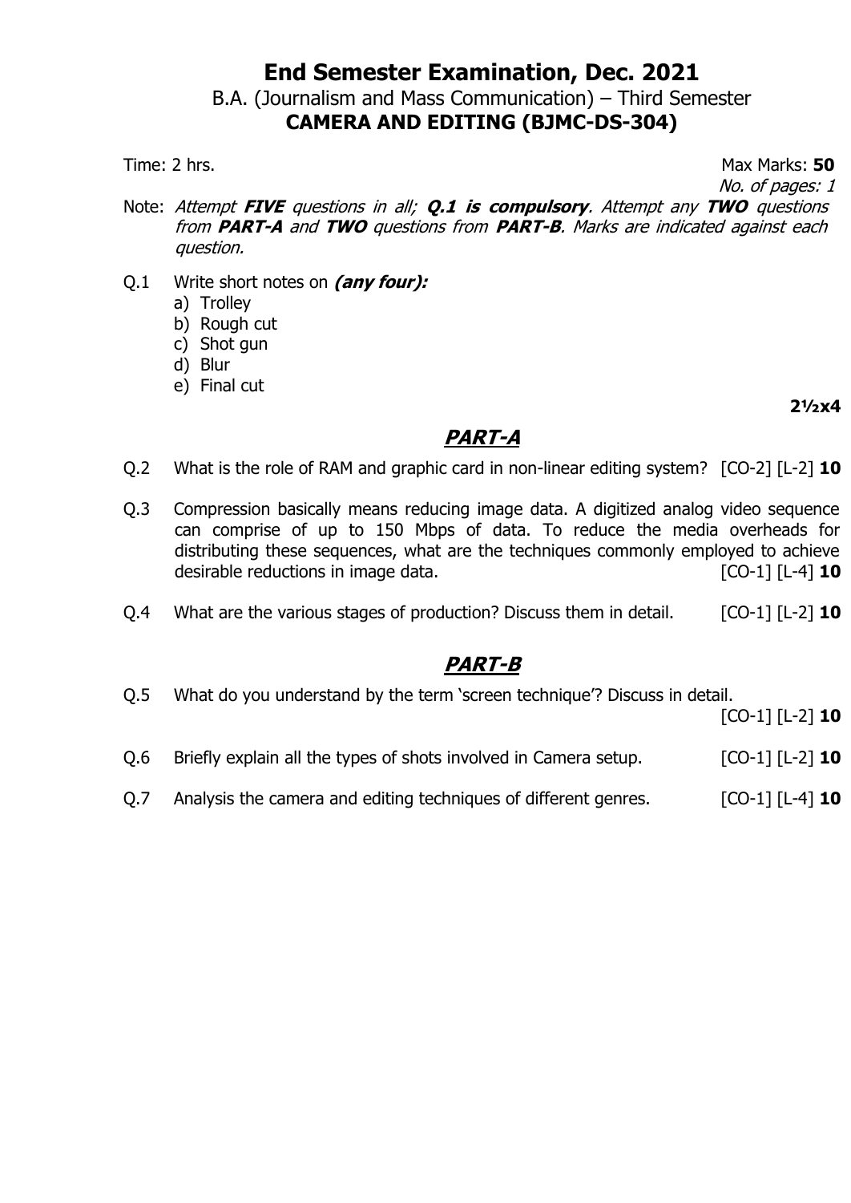# End Semester Examination, Dec. 2021

B.A. (Journalism and Mass Communication) – Third Semester

**CAMERA AND EDITING (BJMC-DS-304)**

Time: 2 hrs. Max Marks: **50**

*No. of pages: 1*

Note: *Attempt **FIVE** questions in all; **Q.1 is compulsory**. Attempt any **TWO** questions from **PART-A** and **TWO** questions from **PART-B**. Marks are indicated against each question.*

Q.1 Write short notes on ***(any four):***

a) Trolley
b) Rough cut
c) Shot gun
d) Blur
e) Final cut

**2½x4**

## ***PART-A***

Q.2 What is the role of RAM and graphic card in non-linear editing system? [CO-2] [L-2] **10**

Q.3 Compression basically means reducing image data. A digitized analog video sequence can comprise of up to 150 Mbps of data. To reduce the media overheads for distributing these sequences, what are the techniques commonly employed to achieve desirable reductions in image data. [CO-1] [L-4] **10**

Q.4 What are the various stages of production? Discuss them in detail. [CO-1] [L-2] **10**

## ***PART-B***

Q.5 What do you understand by the term 'screen technique'? Discuss in detail. [CO-1] [L-2] **10**

Q.6 Briefly explain all the types of shots involved in Camera setup. [CO-1] [L-2] **10**

Q.7 Analysis the camera and editing techniques of different genres. [CO-1] [L-4] **10**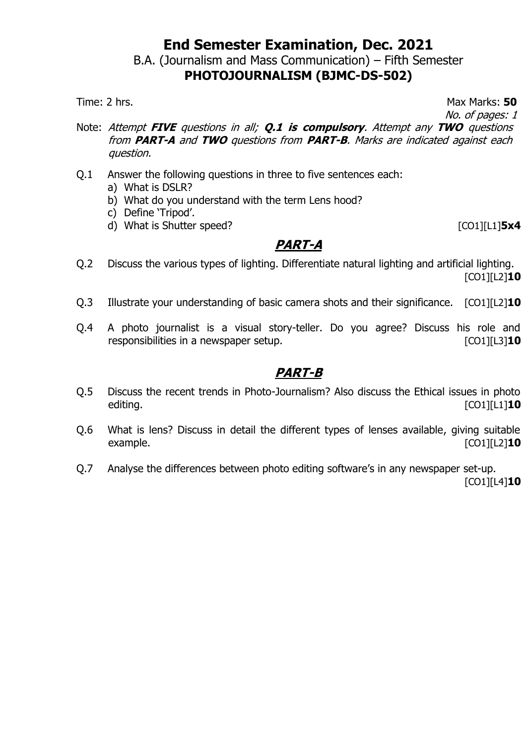# End Semester Examination, Dec. 2021

B.A. (Journalism and Mass Communication) – Fifth Semester

## PHOTOJOURNALISM (BJMC-DS-502)

Time: 2 hrs. Max Marks: **50**

*No. of pages: 1*

Note: *Attempt **FIVE** questions in all; **Q.1 is compulsory**. Attempt any **TWO** questions from **PART-A** and **TWO** questions from **PART-B**. Marks are indicated against each question.*

Q.1 Answer the following questions in three to five sentences each:

a) What is DSLR?
b) What do you understand with the term Lens hood?
c) Define 'Tripod'.
d) What is Shutter speed? [CO1][L1]**5x4**

## PART-A

Q.2 Discuss the various types of lighting. Differentiate natural lighting and artificial lighting. [CO1][L2]**10**

Q.3 Illustrate your understanding of basic camera shots and their significance. [CO1][L2]**10**

Q.4 A photo journalist is a visual story-teller. Do you agree? Discuss his role and responsibilities in a newspaper setup. [CO1][L3]**10**

## PART-B

Q.5 Discuss the recent trends in Photo-Journalism? Also discuss the Ethical issues in photo editing. [CO1][L1]**10**

Q.6 What is lens? Discuss in detail the different types of lenses available, giving suitable example. [CO1][L2]**10**

Q.7 Analyse the differences between photo editing software's in any newspaper set-up. [CO1][L4]**10**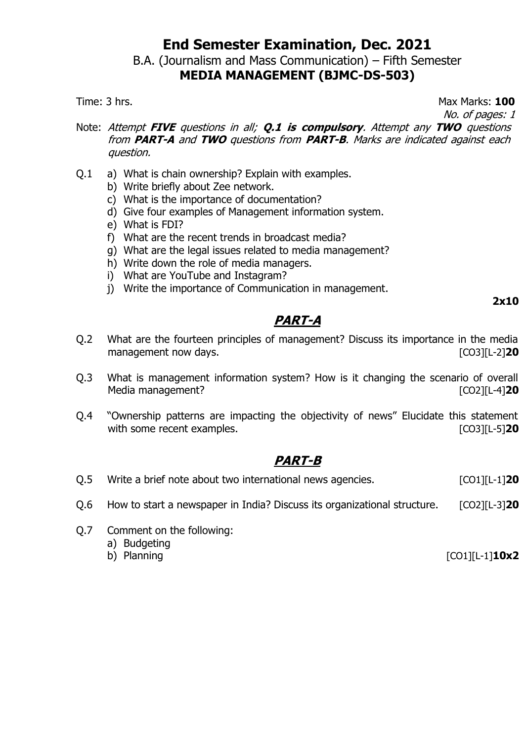# End Semester Examination, Dec. 2021

## B.A. (Journalism and Mass Communication) – Fifth Semester

## MEDIA MANAGEMENT (BJMC-DS-503)

Time: 3 hrs. Max Marks: **100**

*No. of pages: 1*

Note: *Attempt **FIVE** questions in all; **Q.1 is compulsory**. Attempt any **TWO** questions from **PART-A** and **TWO** questions from **PART-B**. Marks are indicated against each question.*

Q.1
- a) What is chain ownership? Explain with examples.
- b) Write briefly about Zee network.
- c) What is the importance of documentation?
- d) Give four examples of Management information system.
- e) What is FDI?
- f) What are the recent trends in broadcast media?
- g) What are the legal issues related to media management?
- h) Write down the role of media managers.
- i) What are YouTube and Instagram?
- j) Write the importance of Communication in management.

**2x10**

## *PART-A*

Q.2 What are the fourteen principles of management? Discuss its importance in the media management now days. [CO3][L-2]**20**

Q.3 What is management information system? How is it changing the scenario of overall Media management? [CO2][L-4]**20**

Q.4 "Ownership patterns are impacting the objectivity of news" Elucidate this statement with some recent examples. [CO3][L-5]**20**

## *PART-B*

Q.5 Write a brief note about two international news agencies. [CO1][L-1]**20**

Q.6 How to start a newspaper in India? Discuss its organizational structure. [CO2][L-3]**20**

Q.7 Comment on the following:
- a) Budgeting
- b) Planning

[CO1][L-1]**10x2**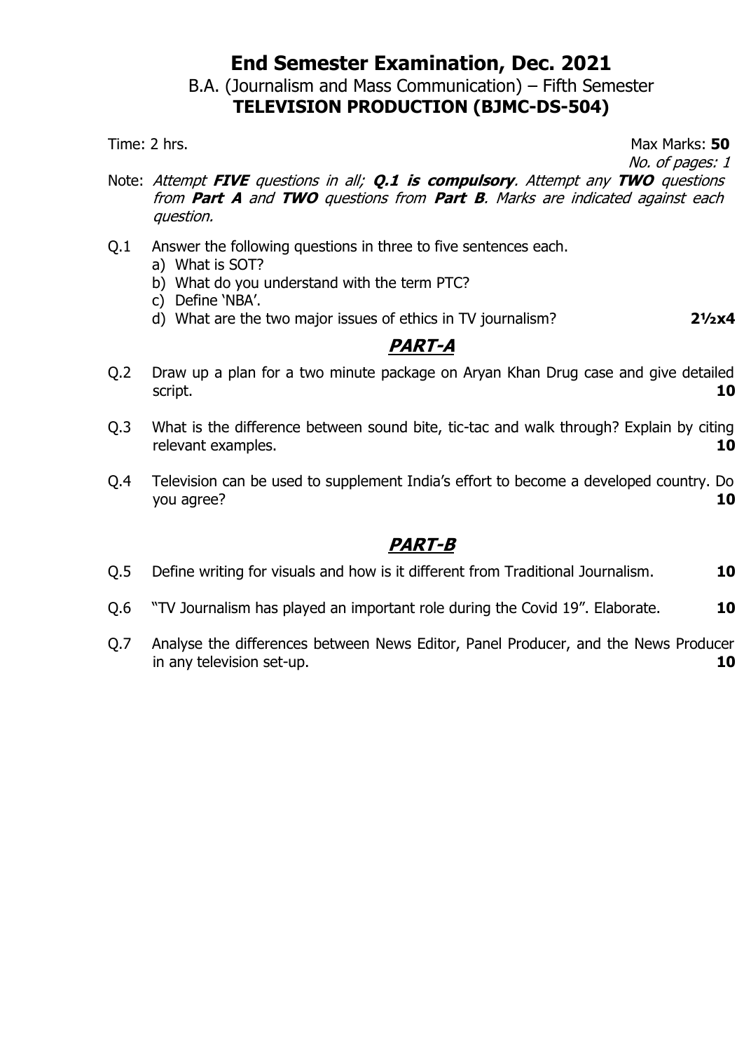# End Semester Examination, Dec. 2021

B.A. (Journalism and Mass Communication) – Fifth Semester

**TELEVISION PRODUCTION (BJMC-DS-504)**

Time: 2 hrs. Max Marks: **50**

*No. of pages: 1*

Note: *Attempt **FIVE** questions in all; **Q.1 is compulsory**. Attempt any **TWO** questions from **Part A** and **TWO** questions from **Part B**. Marks are indicated against each question.*

Q.1 Answer the following questions in three to five sentences each.

a) What is SOT?

b) What do you understand with the term PTC?

c) Define 'NBA'.

d) What are the two major issues of ethics in TV journalism? **2½x4**

## PART-A

Q.2 Draw up a plan for a two minute package on Aryan Khan Drug case and give detailed script. **10**

Q.3 What is the difference between sound bite, tic-tac and walk through? Explain by citing relevant examples. **10**

Q.4 Television can be used to supplement India's effort to become a developed country. Do you agree? **10**

## PART-B

Q.5 Define writing for visuals and how is it different from Traditional Journalism. **10**

Q.6 "TV Journalism has played an important role during the Covid 19". Elaborate. **10**

Q.7 Analyse the differences between News Editor, Panel Producer, and the News Producer in any television set-up. **10**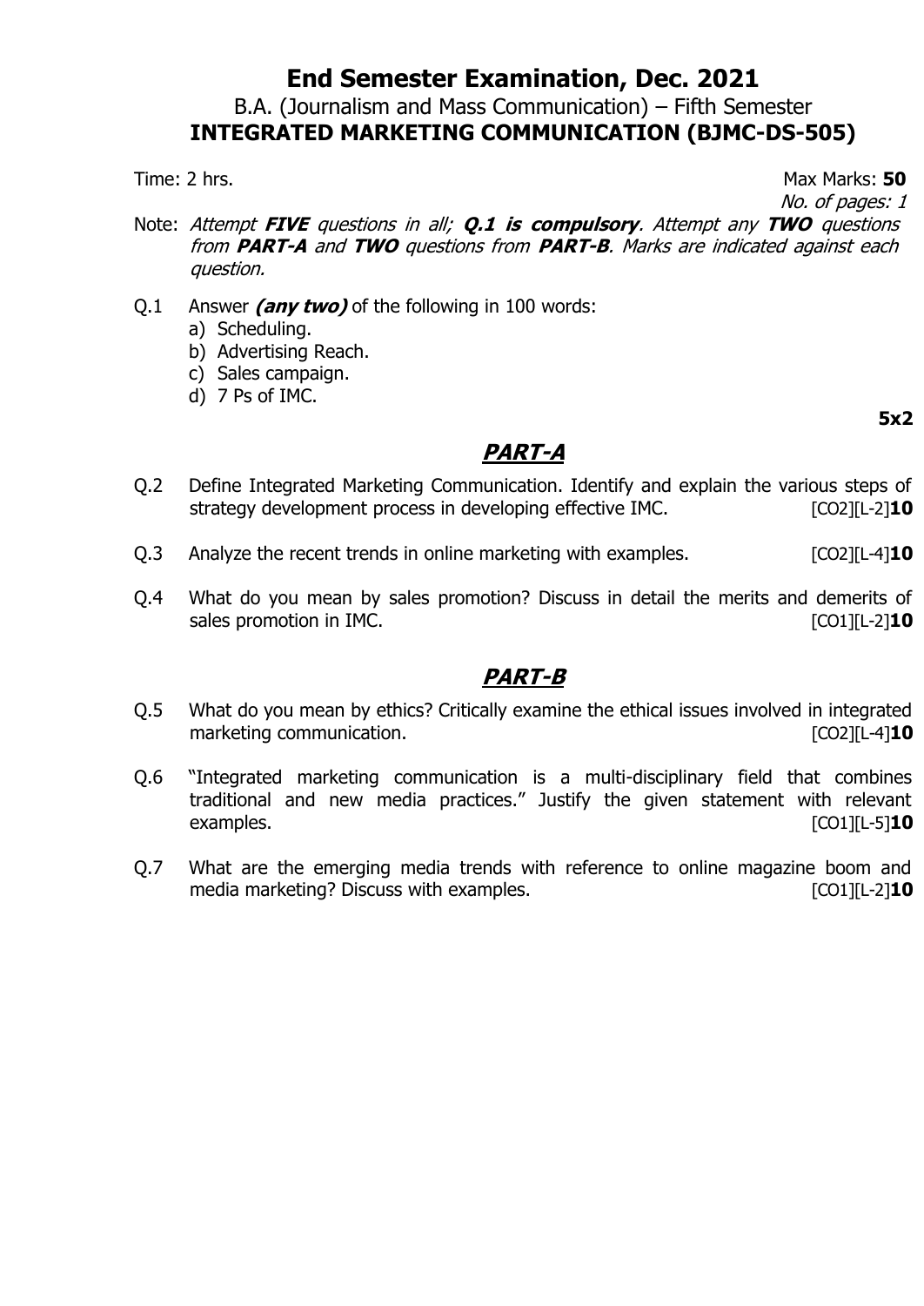# End Semester Examination, Dec. 2021

B.A. (Journalism and Mass Communication) – Fifth Semester

**INTEGRATED MARKETING COMMUNICATION (BJMC-DS-505)**

Time: 2 hrs. Max Marks: **50**

*No. of pages: 1*

Note: *Attempt **FIVE** questions in all; **Q.1 is compulsory**. Attempt any **TWO** questions from **PART-A** and **TWO** questions from **PART-B**. Marks are indicated against each question.*

Q.1 Answer ***(any two)*** of the following in 100 words:

a) Scheduling.
b) Advertising Reach.
c) Sales campaign.
d) 7 Ps of IMC.

**5x2**

## *PART-A*

Q.2 Define Integrated Marketing Communication. Identify and explain the various steps of strategy development process in developing effective IMC. [CO2][L-2]**10**

Q.3 Analyze the recent trends in online marketing with examples. [CO2][L-4]**10**

Q.4 What do you mean by sales promotion? Discuss in detail the merits and demerits of sales promotion in IMC. [CO1][L-2]**10**

## *PART-B*

Q.5 What do you mean by ethics? Critically examine the ethical issues involved in integrated marketing communication. [CO2][L-4]**10**

Q.6 "Integrated marketing communication is a multi-disciplinary field that combines traditional and new media practices." Justify the given statement with relevant examples. [CO1][L-5]**10**

Q.7 What are the emerging media trends with reference to online magazine boom and media marketing? Discuss with examples. [CO1][L-2]**10**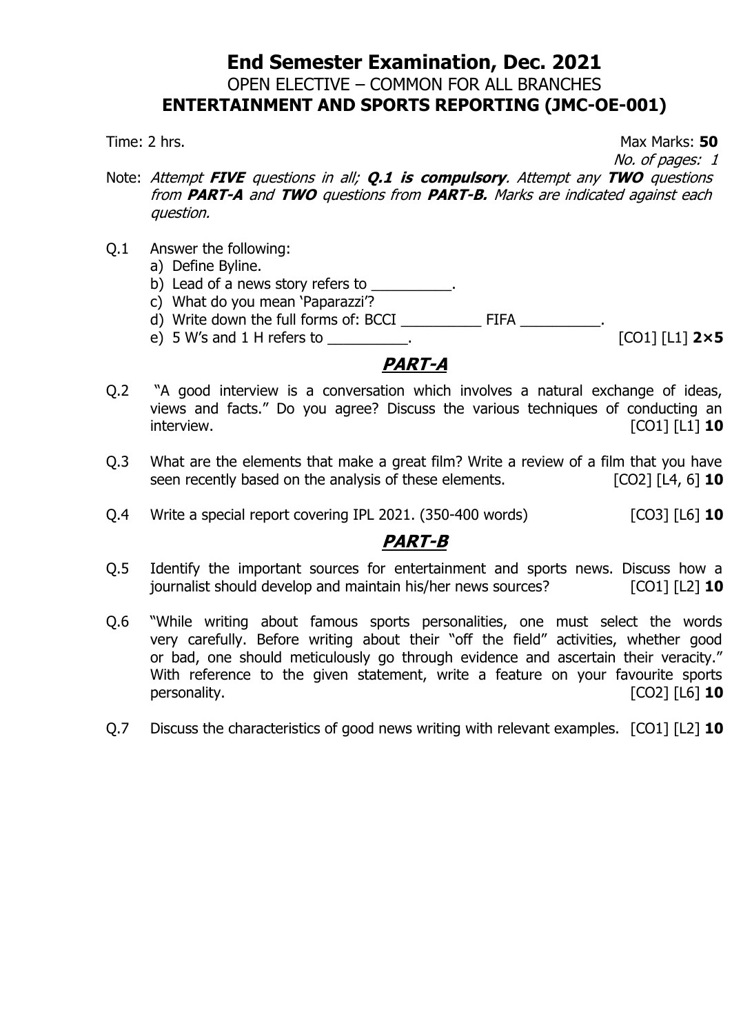# End Semester Examination, Dec. 2021

## OPEN ELECTIVE – COMMON FOR ALL BRANCHES

## ENTERTAINMENT AND SPORTS REPORTING (JMC-OE-001)

Time: 2 hrs. Max Marks: **50**

*No. of pages: 1*

Note: *Attempt* ***FIVE*** *questions in all;* ***Q.1 is compulsory****. Attempt any* ***TWO*** *questions from* ***PART-A*** *and* ***TWO*** *questions from* ***PART-B.*** *Marks are indicated against each question.*

Q.1 Answer the following:

a) Define Byline.

b) Lead of a news story refers to __________.

c) What do you mean 'Paparazzi'?

d) Write down the full forms of: BCCI __________ FIFA __________.

e) 5 W's and 1 H refers to __________. [CO1] [L1] **2×5**

## *PART-A*

Q.2 "A good interview is a conversation which involves a natural exchange of ideas, views and facts." Do you agree? Discuss the various techniques of conducting an interview. [CO1] [L1] **10**

Q.3 What are the elements that make a great film? Write a review of a film that you have seen recently based on the analysis of these elements. [CO2] [L4, 6] **10**

Q.4 Write a special report covering IPL 2021. (350-400 words) [CO3] [L6] **10**

## *PART-B*

Q.5 Identify the important sources for entertainment and sports news. Discuss how a journalist should develop and maintain his/her news sources? [CO1] [L2] **10**

Q.6 "While writing about famous sports personalities, one must select the words very carefully. Before writing about their "off the field" activities, whether good or bad, one should meticulously go through evidence and ascertain their veracity." With reference to the given statement, write a feature on your favourite sports personality. [CO2] [L6] **10**

Q.7 Discuss the characteristics of good news writing with relevant examples. [CO1] [L2] **10**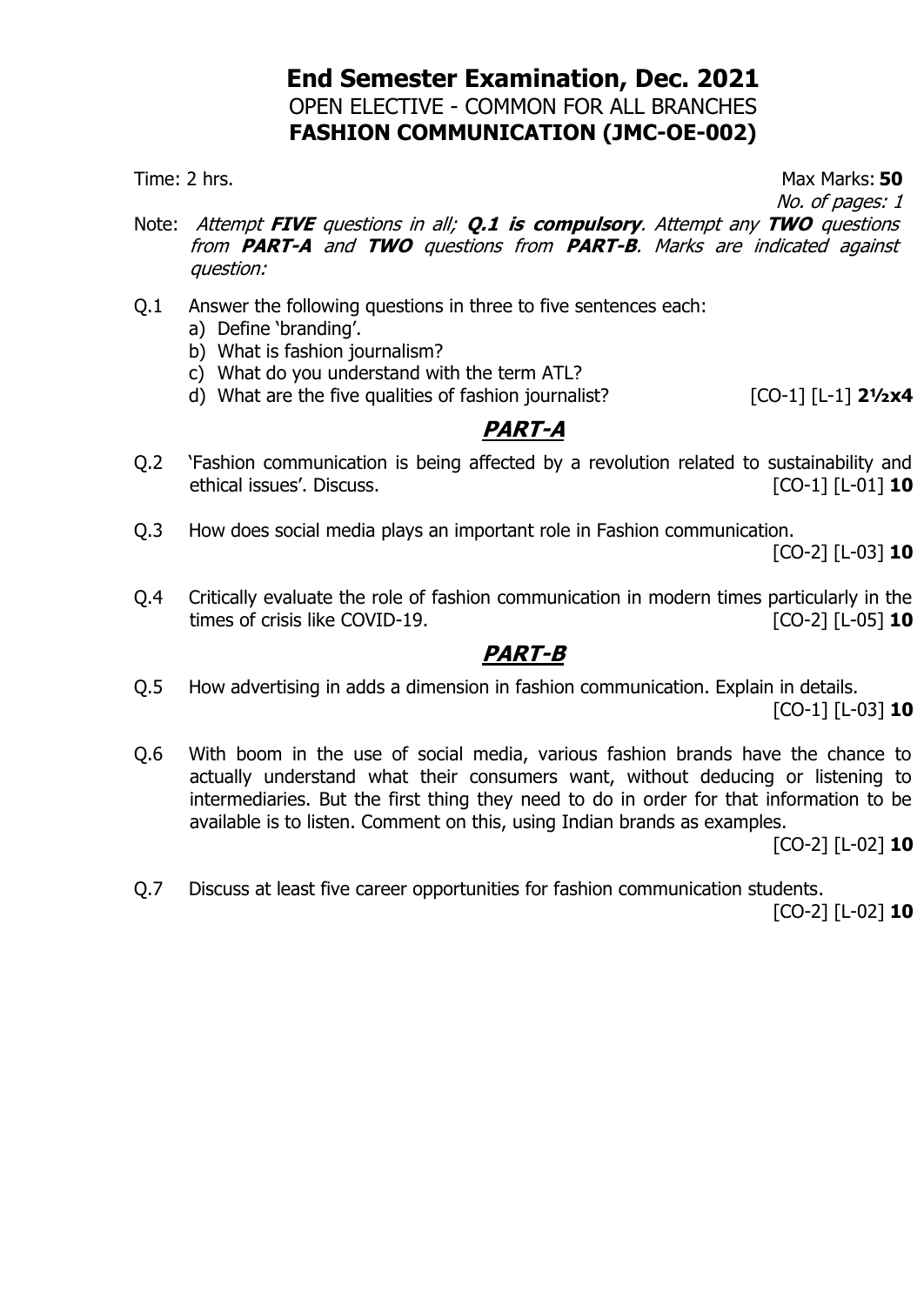# End Semester Examination, Dec. 2021

OPEN ELECTIVE - COMMON FOR ALL BRANCHES

**FASHION COMMUNICATION (JMC-OE-002)**

Time: 2 hrs. Max Marks: **50**

*No. of pages: 1*

Note: *Attempt **FIVE** questions in all; **Q.1 is compulsory**. Attempt any **TWO** questions from **PART-A** and **TWO** questions from **PART-B**. Marks are indicated against question:*

Q.1 Answer the following questions in three to five sentences each:

a) Define 'branding'.

b) What is fashion journalism?

c) What do you understand with the term ATL?

d) What are the five qualities of fashion journalist? [CO-1] [L-1] **2½x4**

## PART-A

Q.2 'Fashion communication is being affected by a revolution related to sustainability and ethical issues'. Discuss. [CO-1] [L-01] **10**

Q.3 How does social media plays an important role in Fashion communication. [CO-2] [L-03] **10**

Q.4 Critically evaluate the role of fashion communication in modern times particularly in the times of crisis like COVID-19. [CO-2] [L-05] **10**

## PART-B

Q.5 How advertising in adds a dimension in fashion communication. Explain in details. [CO-1] [L-03] **10**

Q.6 With boom in the use of social media, various fashion brands have the chance to actually understand what their consumers want, without deducing or listening to intermediaries. But the first thing they need to do in order for that information to be available is to listen. Comment on this, using Indian brands as examples. [CO-2] [L-02] **10**

Q.7 Discuss at least five career opportunities for fashion communication students. [CO-2] [L-02] **10**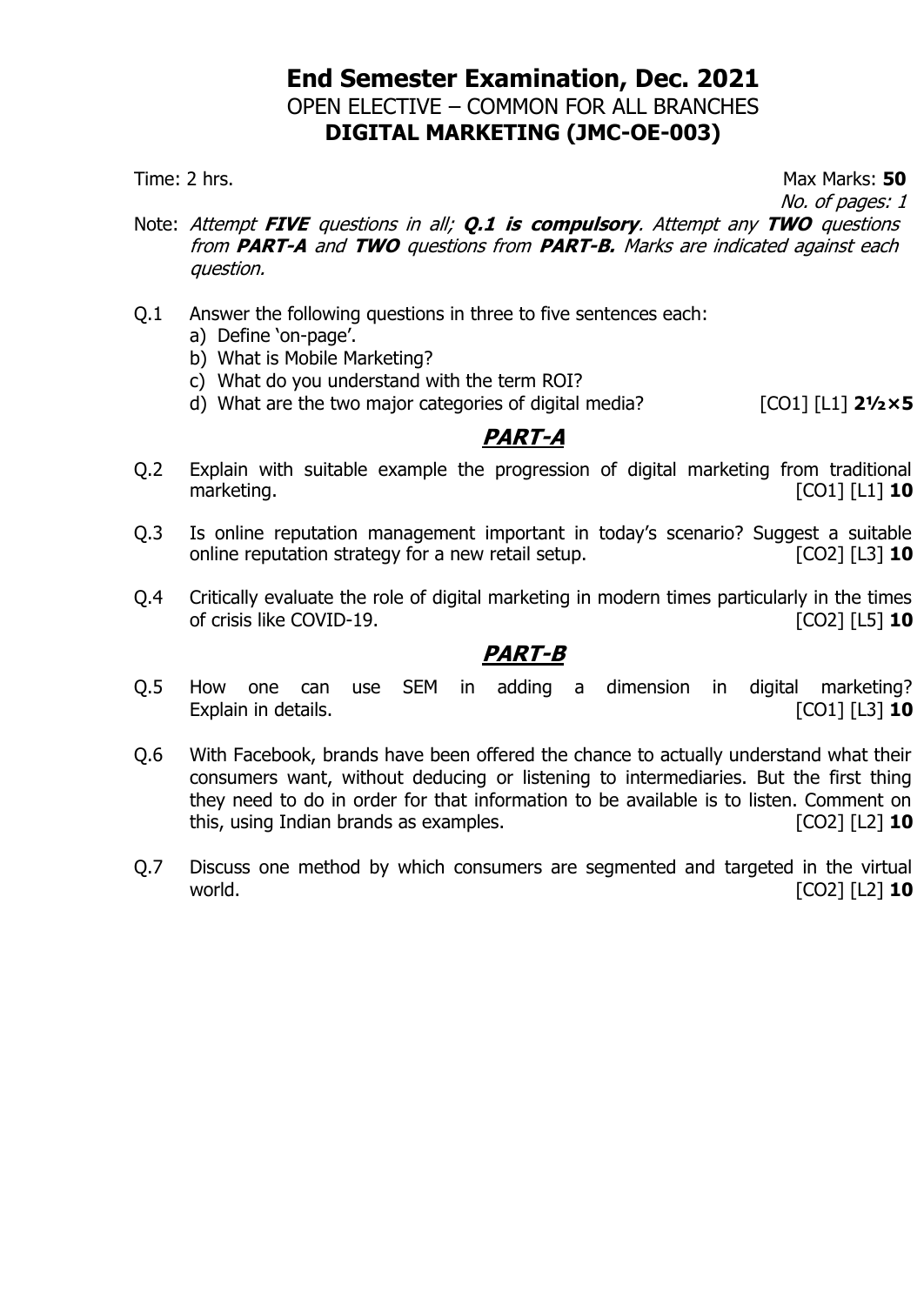# End Semester Examination, Dec. 2021

## OPEN ELECTIVE – COMMON FOR ALL BRANCHES

## DIGITAL MARKETING (JMC-OE-003)

Time: 2 hrs. Max Marks: **50**

*No. of pages: 1*

Note: *Attempt **FIVE** questions in all; **Q.1 is compulsory**. Attempt any **TWO** questions from **PART-A** and **TWO** questions from **PART-B.** Marks are indicated against each question.*

Q.1 Answer the following questions in three to five sentences each:

a) Define 'on-page'.

b) What is Mobile Marketing?

c) What do you understand with the term ROI?

d) What are the two major categories of digital media? [CO1] [L1] **2½×5**

## PART-A

Q.2 Explain with suitable example the progression of digital marketing from traditional marketing. [CO1] [L1] **10**

Q.3 Is online reputation management important in today's scenario? Suggest a suitable online reputation strategy for a new retail setup. [CO2] [L3] **10**

Q.4 Critically evaluate the role of digital marketing in modern times particularly in the times of crisis like COVID-19. [CO2] [L5] **10**

## PART-B

Q.5 How one can use SEM in adding a dimension in digital marketing? Explain in details. [CO1] [L3] **10**

Q.6 With Facebook, brands have been offered the chance to actually understand what their consumers want, without deducing or listening to intermediaries. But the first thing they need to do in order for that information to be available is to listen. Comment on this, using Indian brands as examples. [CO2] [L2] **10**

Q.7 Discuss one method by which consumers are segmented and targeted in the virtual world. [CO2] [L2] **10**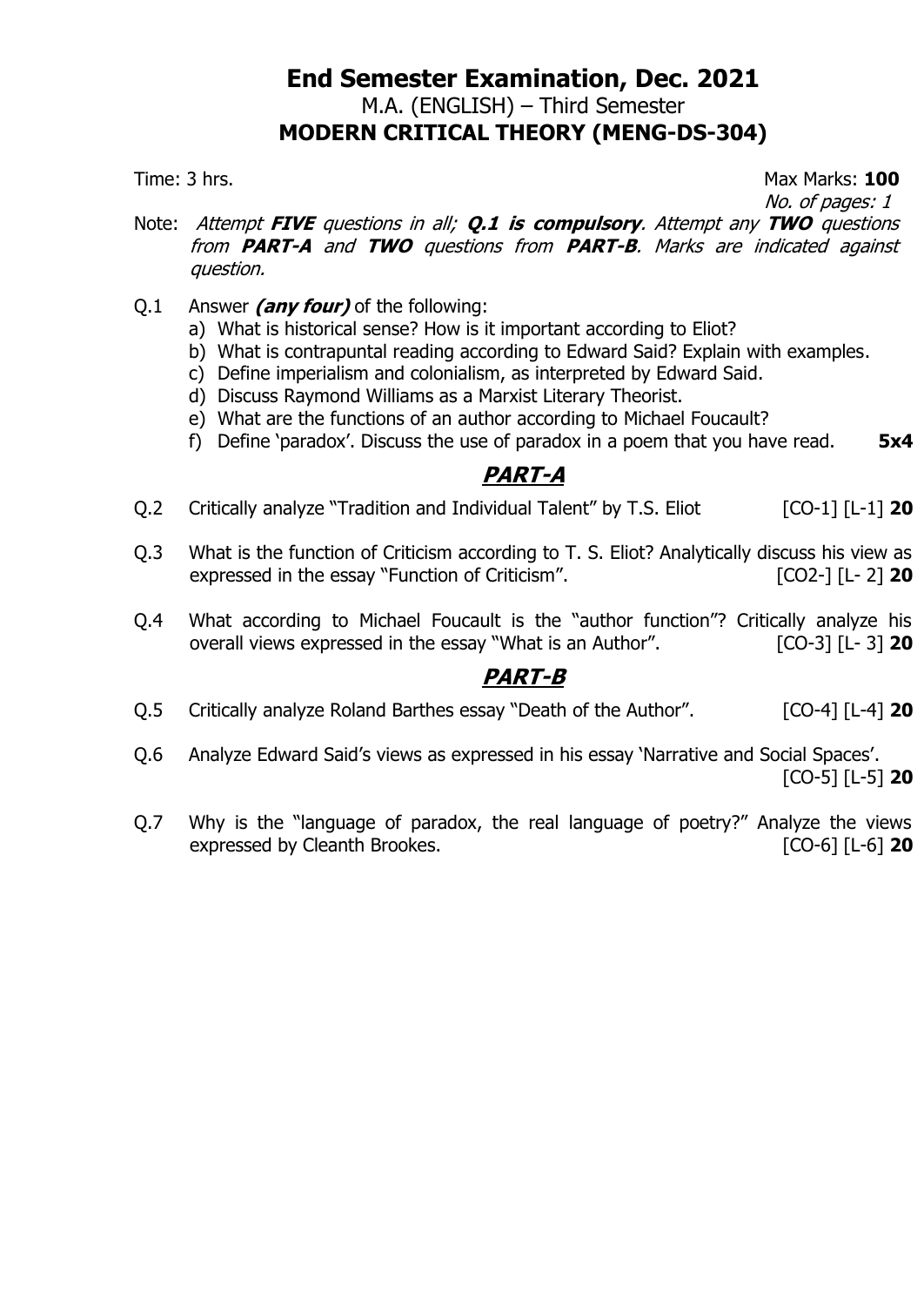# End Semester Examination, Dec. 2021

M.A. (ENGLISH) – Third Semester

**MODERN CRITICAL THEORY (MENG-DS-304)**

Time: 3 hrs. Max Marks: **100**

*No. of pages: 1*

Note: *Attempt **FIVE** questions in all; **Q.1 is compulsory**. Attempt any **TWO** questions from **PART-A** and **TWO** questions from **PART-B**. Marks are indicated against question.*

Q.1 Answer ***(any four)*** of the following:

a) What is historical sense? How is it important according to Eliot?
b) What is contrapuntal reading according to Edward Said? Explain with examples.
c) Define imperialism and colonialism, as interpreted by Edward Said.
d) Discuss Raymond Williams as a Marxist Literary Theorist.
e) What are the functions of an author according to Michael Foucault?
f) Define 'paradox'. Discuss the use of paradox in a poem that you have read. **5x4**

## PART-A

Q.2 Critically analyze "Tradition and Individual Talent" by T.S. Eliot [CO-1] [L-1] **20**

Q.3 What is the function of Criticism according to T. S. Eliot? Analytically discuss his view as expressed in the essay "Function of Criticism". [CO2-] [L- 2] **20**

Q.4 What according to Michael Foucault is the "author function"? Critically analyze his overall views expressed in the essay "What is an Author". [CO-3] [L- 3] **20**

## PART-B

Q.5 Critically analyze Roland Barthes essay "Death of the Author". [CO-4] [L-4] **20**

Q.6 Analyze Edward Said's views as expressed in his essay 'Narrative and Social Spaces'. [CO-5] [L-5] **20**

Q.7 Why is the "language of paradox, the real language of poetry?" Analyze the views expressed by Cleanth Brookes. [CO-6] [L-6] **20**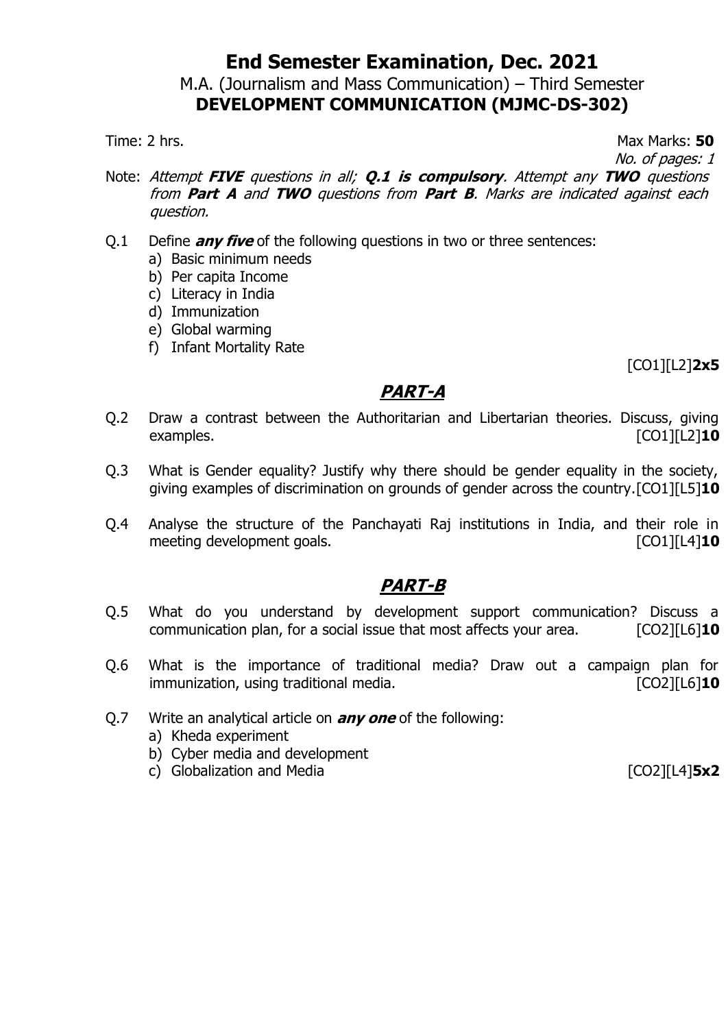# End Semester Examination, Dec. 2021

M.A. (Journalism and Mass Communication) – Third Semester

**DEVELOPMENT COMMUNICATION (MJMC-DS-302)**

Time: 2 hrs. Max Marks: **50**

*No. of pages: 1*

Note: *Attempt **FIVE** questions in all; **Q.1 is compulsory**. Attempt any **TWO** questions from **Part A** and **TWO** questions from **Part B**. Marks are indicated against each question.*

Q.1 Define ***any five*** of the following questions in two or three sentences:

a) Basic minimum needs
b) Per capita Income
c) Literacy in India
d) Immunization
e) Global warming
f) Infant Mortality Rate

[CO1][L2]**2x5**

## ***PART-A***

Q.2 Draw a contrast between the Authoritarian and Libertarian theories. Discuss, giving examples. [CO1][L2]**10**

Q.3 What is Gender equality? Justify why there should be gender equality in the society, giving examples of discrimination on grounds of gender across the country.[CO1][L5]**10**

Q.4 Analyse the structure of the Panchayati Raj institutions in India, and their role in meeting development goals. [CO1][L4]**10**

## ***PART-B***

Q.5 What do you understand by development support communication? Discuss a communication plan, for a social issue that most affects your area. [CO2][L6]**10**

Q.6 What is the importance of traditional media? Draw out a campaign plan for immunization, using traditional media. [CO2][L6]**10**

Q.7 Write an analytical article on ***any one*** of the following:

a) Kheda experiment
b) Cyber media and development
c) Globalization and Media

[CO2][L4]**5x2**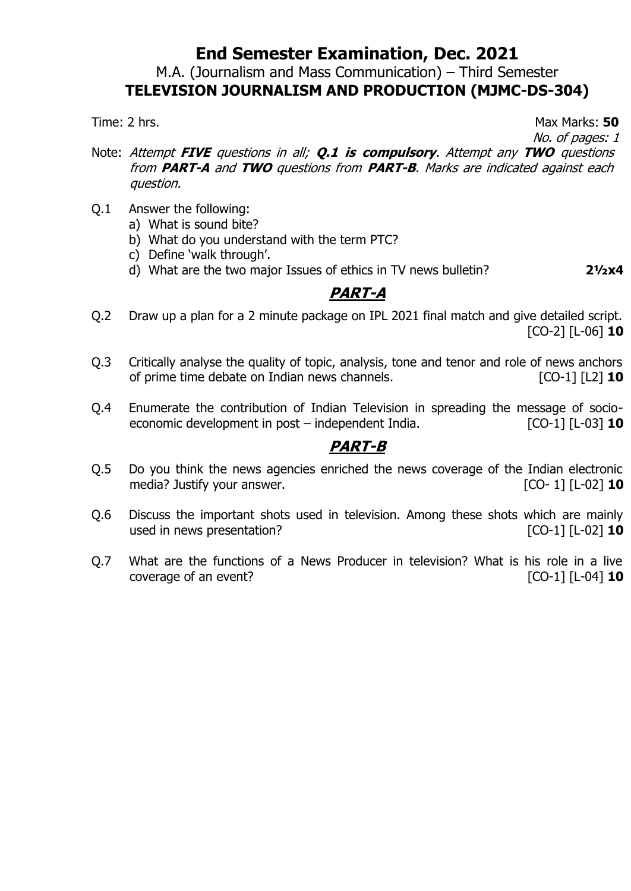# End Semester Examination, Dec. 2021

M.A. (Journalism and Mass Communication) – Third Semester

**TELEVISION JOURNALISM AND PRODUCTION (MJMC-DS-304)**

Time: 2 hrs. Max Marks: **50**

*No. of pages: 1*

Note: *Attempt **FIVE** questions in all; **Q.1 is compulsory**. Attempt any **TWO** questions from **PART-A** and **TWO** questions from **PART-B**. Marks are indicated against each question.*

Q.1 Answer the following:

a) What is sound bite?
b) What do you understand with the term PTC?
c) Define 'walk through'.
d) What are the two major Issues of ethics in TV news bulletin? **2½x4**

## PART-A

Q.2 Draw up a plan for a 2 minute package on IPL 2021 final match and give detailed script. [CO-2] [L-06] **10**

Q.3 Critically analyse the quality of topic, analysis, tone and tenor and role of news anchors of prime time debate on Indian news channels. [CO-1] [L2] **10**

Q.4 Enumerate the contribution of Indian Television in spreading the message of socio-economic development in post – independent India. [CO-1] [L-03] **10**

## PART-B

Q.5 Do you think the news agencies enriched the news coverage of the Indian electronic media? Justify your answer. [CO- 1] [L-02] **10**

Q.6 Discuss the important shots used in television. Among these shots which are mainly used in news presentation? [CO-1] [L-02] **10**

Q.7 What are the functions of a News Producer in television? What is his role in a live coverage of an event? [CO-1] [L-04] **10**